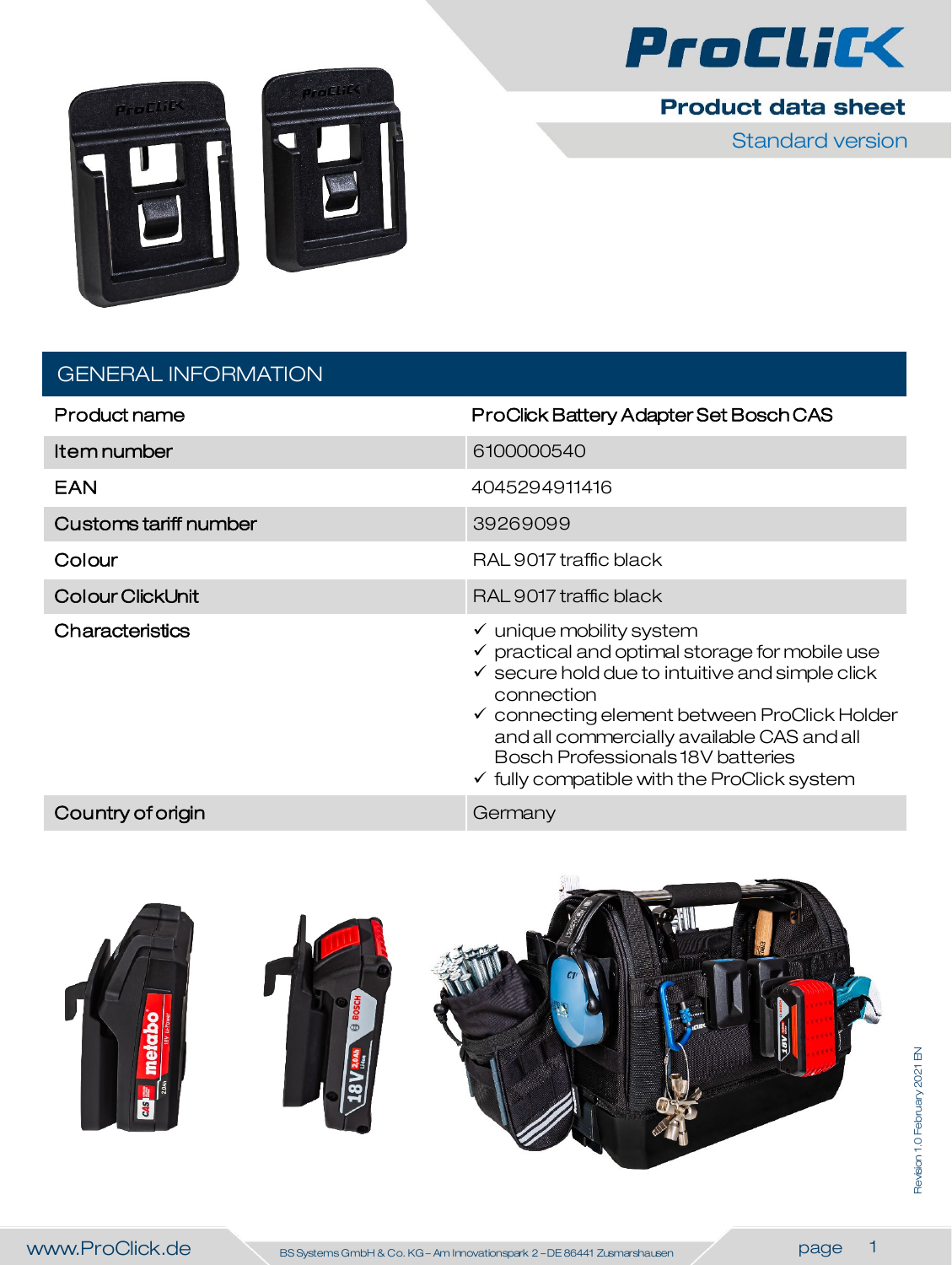# ProClick

## Product data sheet

### Standard version

## GENERAL INFORMATION

| | |
|---|---|
| Product name | ProClick Battery Adapter Set Bosch CAS |
| Item number | 6100000540 |
| EAN | 4045294911416 |
| Customs tariff number | 39269099 |
| Colour | RAL 9017 traffic black |
| Colour ClickUnit | RAL 9017 traffic black |
| Characteristics | ✓ unique mobility system<br>✓ practical and optimal storage for mobile use<br>✓ secure hold due to intuitive and simple click connection<br>✓ connecting element between ProClick Holder and all commercially available CAS and all Bosch Professionals 18V batteries<br>✓ fully compatible with the ProClick system |
| Country of origin | Germany |

Revision 1.0 February 2021 EN

www.ProClick.de

BS Systems GmbH & Co. KG – Am Innovationspark 2 – DE 86441 Zusmarshausen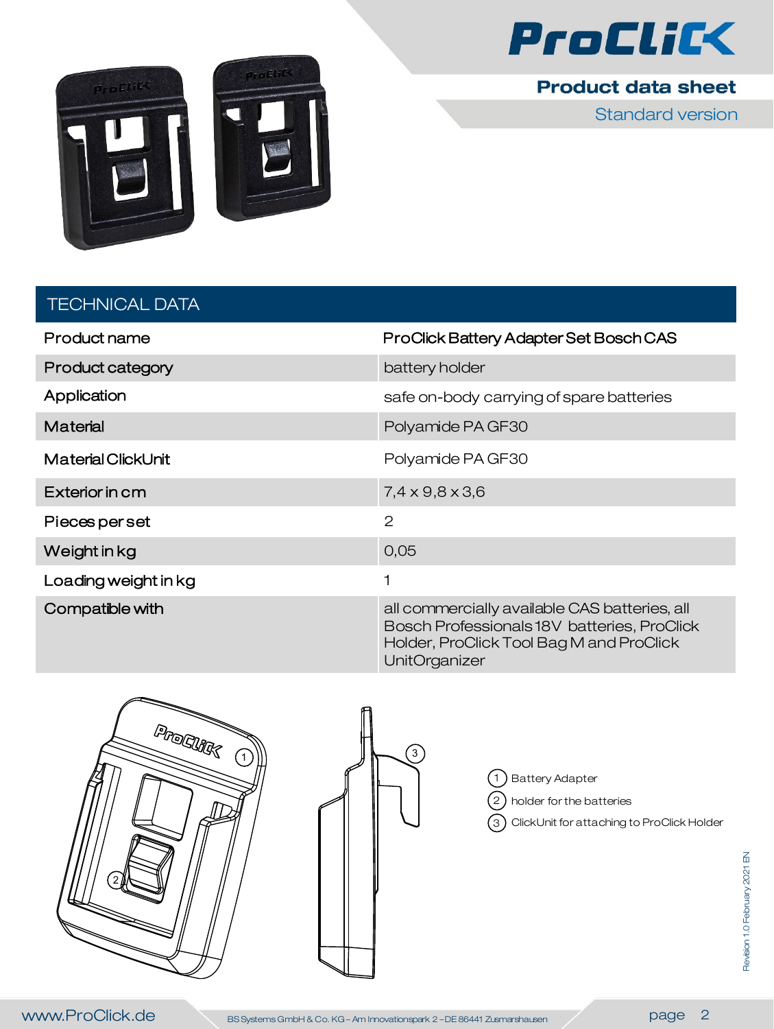# ProClick

## Product data sheet

Standard version

## TECHNICAL DATA

| | |
|---|---|
| Product name | ProClick Battery Adapter Set Bosch CAS |
| Product category | battery holder |
| Application | safe on-body carrying of spare batteries |
| Material | Polyamide PA GF30 |
| Material ClickUnit | Polyamide PA GF30 |
| Exterior in cm | 7,4 x 9,8 x 3,6 |
| Pieces per set | 2 |
| Weight in kg | 0,05 |
| Loading weight in kg | 1 |
| Compatible with | all commercially available CAS batteries, all Bosch Professionals 18V batteries, ProClick Holder, ProClick Tool Bag M and ProClick UnitOrganizer |

1. Battery Adapter
2. holder for the batteries
3. ClickUnit for attaching to ProClick Holder

Revision 1.0 February 2021 EN

www.ProClick.de

BS Systems GmbH & Co. KG – Am Innovationspark 2 – DE 86441 Zusmarshausen